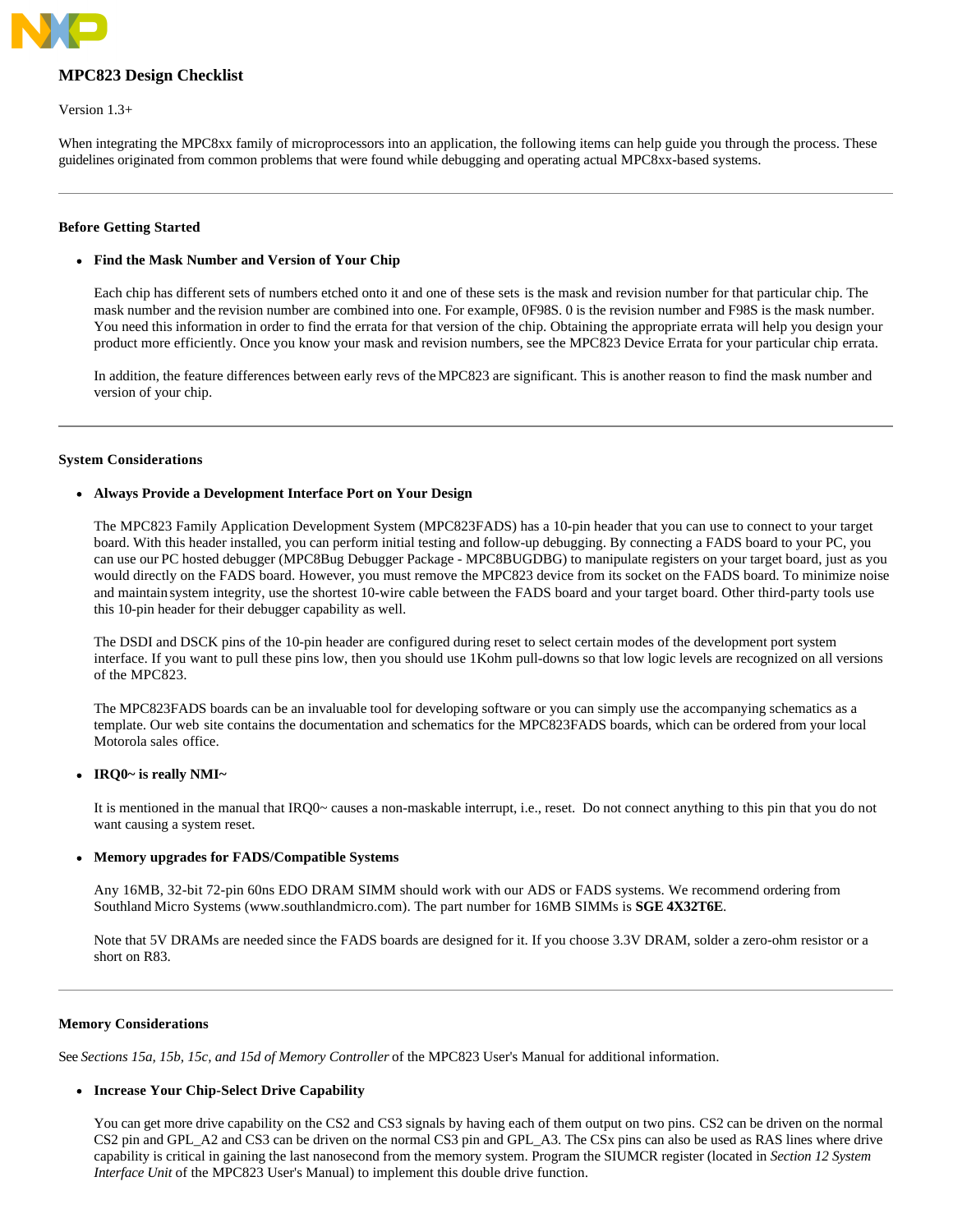# MPC823 Design Checklist

Version 1.3+

When integrating the MPC8xx family of microprocessors into an application, the following items can help guide you through the process. These guidelines originated from common problems that were found while debugging and operating actual MPC8xx-based systems.

---

### Before Getting Started

- **Find the Mask Number and Version of Your Chip**

  Each chip has different sets of numbers etched onto it and one of these sets is the mask and revision number for that particular chip. The mask number and the revision number are combined into one. For example, 0F98S. 0 is the revision number and F98S is the mask number. You need this information in order to find the errata for that version of the chip. Obtaining the appropriate errata will help you design your product more efficiently. Once you know your mask and revision numbers, see the MPC823 Device Errata for your particular chip errata.

  In addition, the feature differences between early revs of the MPC823 are significant. This is another reason to find the mask number and version of your chip.

---

### System Considerations

- **Always Provide a Development Interface Port on Your Design**

  The MPC823 Family Application Development System (MPC823FADS) has a 10-pin header that you can use to connect to your target board. With this header installed, you can perform initial testing and follow-up debugging. By connecting a FADS board to your PC, you can use our PC hosted debugger (MPC8Bug Debugger Package - MPC8BUGDBG) to manipulate registers on your target board, just as you would directly on the FADS board. However, you must remove the MPC823 device from its socket on the FADS board. To minimize noise and maintain system integrity, use the shortest 10-wire cable between the FADS board and your target board. Other third-party tools use this 10-pin header for their debugger capability as well.

  The DSDI and DSCK pins of the 10-pin header are configured during reset to select certain modes of the development port system interface. If you want to pull these pins low, then you should use 1Kohm pull-downs so that low logic levels are recognized on all versions of the MPC823.

  The MPC823FADS boards can be an invaluable tool for developing software or you can simply use the accompanying schematics as a template. Our web site contains the documentation and schematics for the MPC823FADS boards, which can be ordered from your local Motorola sales office.

- **IRQ0~ is really NMI~**

  It is mentioned in the manual that IRQ0~ causes a non-maskable interrupt, i.e., reset. Do not connect anything to this pin that you do not want causing a system reset.

- **Memory upgrades for FADS/Compatible Systems**

  Any 16MB, 32-bit 72-pin 60ns EDO DRAM SIMM should work with our ADS or FADS systems. We recommend ordering from Southland Micro Systems (www.southlandmicro.com). The part number for 16MB SIMMs is **SGE 4X32T6E**.

  Note that 5V DRAMs are needed since the FADS boards are designed for it. If you choose 3.3V DRAM, solder a zero-ohm resistor or a short on R83.

---

### Memory Considerations

See *Sections 15a, 15b, 15c, and 15d of Memory Controller* of the MPC823 User's Manual for additional information.

- **Increase Your Chip-Select Drive Capability**

  You can get more drive capability on the CS2 and CS3 signals by having each of them output on two pins. CS2 can be driven on the normal CS2 pin and GPL_A2 and CS3 can be driven on the normal CS3 pin and GPL_A3. The CSx pins can also be used as RAS lines where drive capability is critical in gaining the last nanosecond from the memory system. Program the SIUMCR register (located in *Section 12 System Interface Unit* of the MPC823 User's Manual) to implement this double drive function.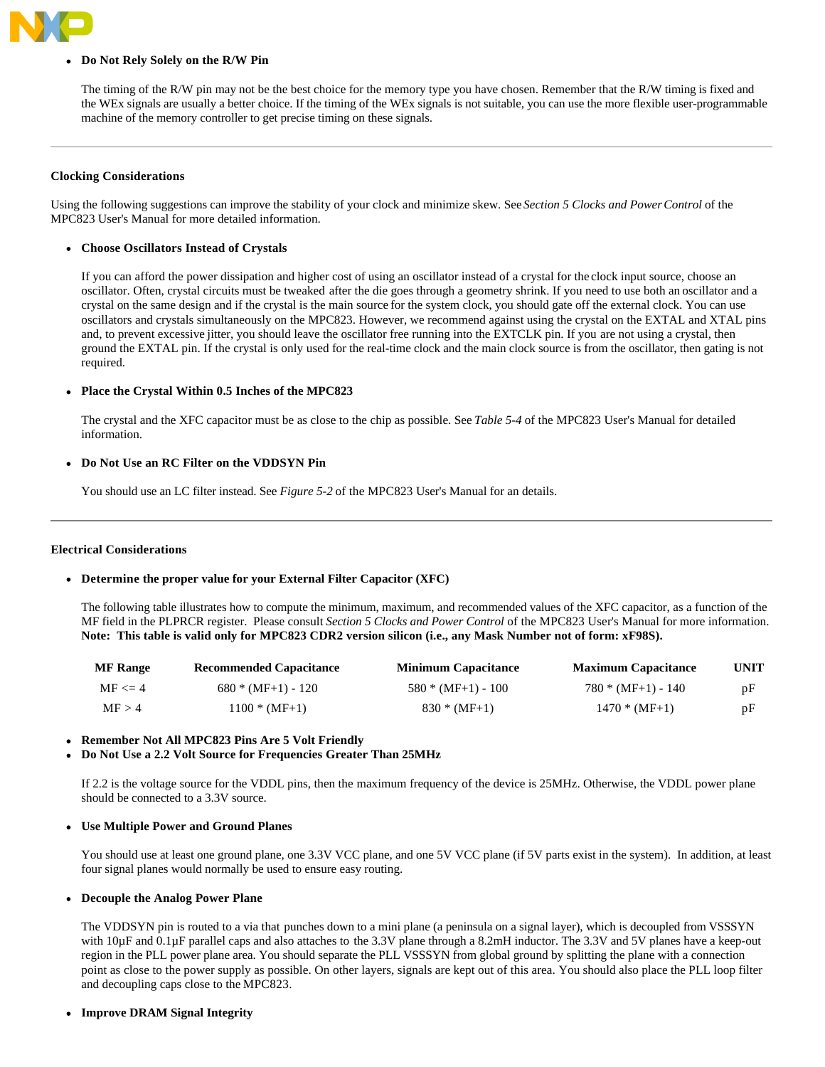- **Do Not Rely Solely on the R/W Pin**

  The timing of the R/W pin may not be the best choice for the memory type you have chosen. Remember that the R/W timing is fixed and the WEx signals are usually a better choice. If the timing of the WEx signals is not suitable, you can use the more flexible user-programmable machine of the memory controller to get precise timing on these signals.

---

#### Clocking Considerations

Using the following suggestions can improve the stability of your clock and minimize skew. See *Section 5 Clocks and Power Control* of the MPC823 User's Manual for more detailed information.

- **Choose Oscillators Instead of Crystals**

  If you can afford the power dissipation and higher cost of using an oscillator instead of a crystal for the clock input source, choose an oscillator. Often, crystal circuits must be tweaked after the die goes through a geometry shrink. If you need to use both an oscillator and a crystal on the same design and if the crystal is the main source for the system clock, you should gate off the external clock. You can use oscillators and crystals simultaneously on the MPC823. However, we recommend against using the crystal on the EXTAL and XTAL pins and, to prevent excessive jitter, you should leave the oscillator free running into the EXTCLK pin. If you are not using a crystal, then ground the EXTAL pin. If the crystal is only used for the real-time clock and the main clock source is from the oscillator, then gating is not required.

- **Place the Crystal Within 0.5 Inches of the MPC823**

  The crystal and the XFC capacitor must be as close to the chip as possible. See *Table 5-4* of the MPC823 User's Manual for detailed information.

- **Do Not Use an RC Filter on the VDDSYN Pin**

  You should use an LC filter instead. See *Figure 5-2* of the MPC823 User's Manual for an details.

---

#### Electrical Considerations

- **Determine the proper value for your External Filter Capacitor (XFC)**

  The following table illustrates how to compute the minimum, maximum, and recommended values of the XFC capacitor, as a function of the MF field in the PLPRCR register. Please consult *Section 5 Clocks and Power Control* of the MPC823 User's Manual for more information. **Note: This table is valid only for MPC823 CDR2 version silicon (i.e., any Mask Number not of form: xF98S).**

| MF Range | Recommended Capacitance | Minimum Capacitance | Maximum Capacitance | UNIT |
|---|---|---|---|---|
| MF <= 4 | 680 * (MF+1) - 120 | 580 * (MF+1) - 100 | 780 * (MF+1) - 140 | pF |
| MF > 4 | 1100 * (MF+1) | 830 * (MF+1) | 1470 * (MF+1) | pF |

- **Remember Not All MPC823 Pins Are 5 Volt Friendly**
- **Do Not Use a 2.2 Volt Source for Frequencies Greater Than 25MHz**

  If 2.2 is the voltage source for the VDDL pins, then the maximum frequency of the device is 25MHz. Otherwise, the VDDL power plane should be connected to a 3.3V source.

- **Use Multiple Power and Ground Planes**

  You should use at least one ground plane, one 3.3V VCC plane, and one 5V VCC plane (if 5V parts exist in the system). In addition, at least four signal planes would normally be used to ensure easy routing.

- **Decouple the Analog Power Plane**

  The VDDSYN pin is routed to a via that punches down to a mini plane (a peninsula on a signal layer), which is decoupled from VSSSYN with 10µF and 0.1µF parallel caps and also attaches to the 3.3V plane through a 8.2mH inductor. The 3.3V and 5V planes have a keep-out region in the PLL power plane area. You should separate the PLL VSSSYN from global ground by splitting the plane with a connection point as close to the power supply as possible. On other layers, signals are kept out of this area. You should also place the PLL loop filter and decoupling caps close to the MPC823.

- **Improve DRAM Signal Integrity**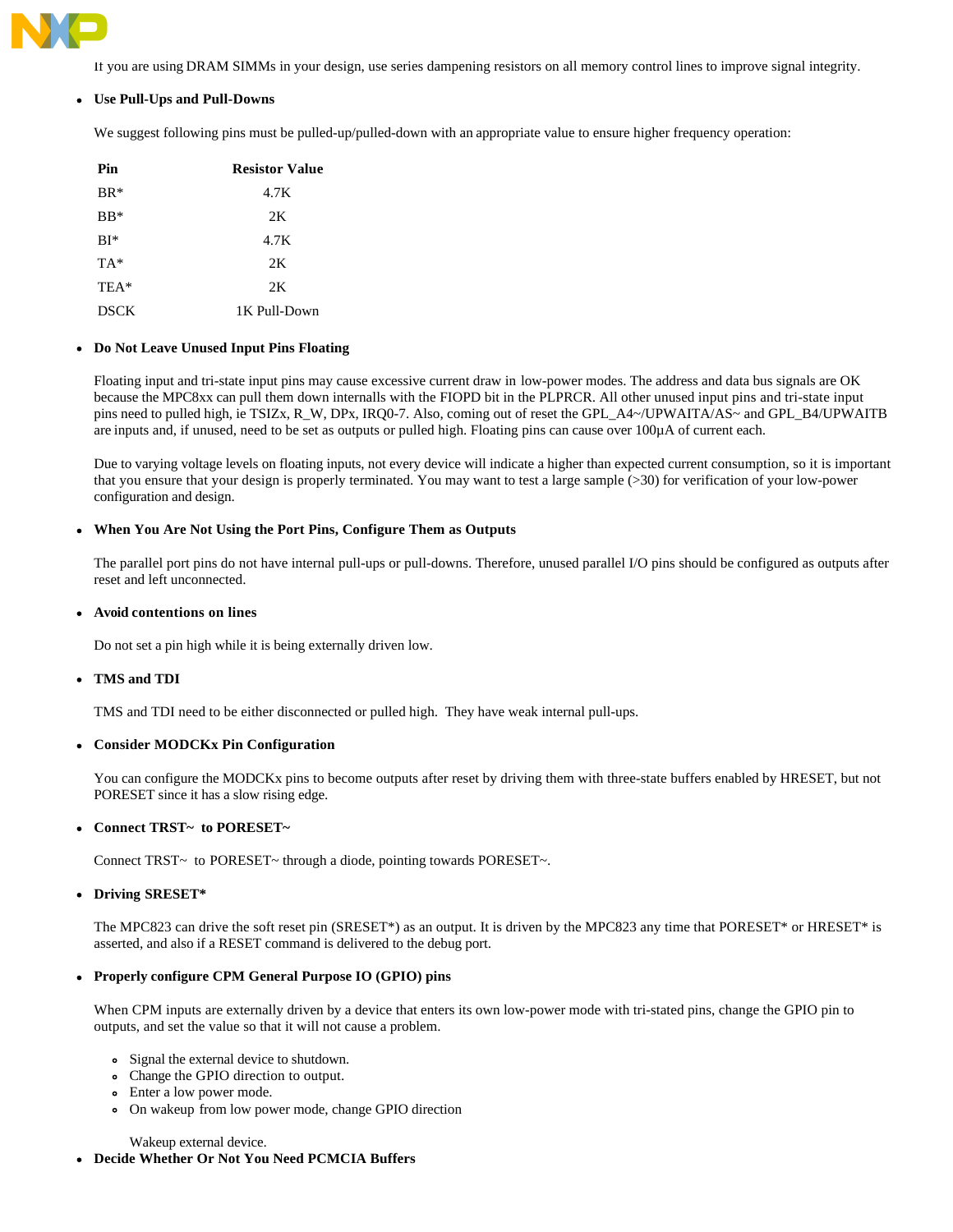If you are using DRAM SIMMs in your design, use series dampening resistors on all memory control lines to improve signal integrity.

- **Use Pull-Ups and Pull-Downs**

  We suggest following pins must be pulled-up/pulled-down with an appropriate value to ensure higher frequency operation:

| Pin | Resistor Value |
|---|---|
| BR* | 4.7K |
| BB* | 2K |
| BI* | 4.7K |
| TA* | 2K |
| TEA* | 2K |
| DSCK | 1K Pull-Down |

- **Do Not Leave Unused Input Pins Floating**

  Floating input and tri-state input pins may cause excessive current draw in low-power modes. The address and data bus signals are OK because the MPC8xx can pull them down internalls with the FIOPD bit in the PLPRCR. All other unused input pins and tri-state input pins need to pulled high, ie TSIZx, R_W, DPx, IRQ0-7. Also, coming out of reset the GPL_A4~/UPWAITA/AS~ and GPL_B4/UPWAITB are inputs and, if unused, need to be set as outputs or pulled high. Floating pins can cause over 100µA of current each.

  Due to varying voltage levels on floating inputs, not every device will indicate a higher than expected current consumption, so it is important that you ensure that your design is properly terminated. You may want to test a large sample (>30) for verification of your low-power configuration and design.

- **When You Are Not Using the Port Pins, Configure Them as Outputs**

  The parallel port pins do not have internal pull-ups or pull-downs. Therefore, unused parallel I/O pins should be configured as outputs after reset and left unconnected.

- **Avoid contentions on lines**

  Do not set a pin high while it is being externally driven low.

- **TMS and TDI**

  TMS and TDI need to be either disconnected or pulled high. They have weak internal pull-ups.

- **Consider MODCKx Pin Configuration**

  You can configure the MODCKx pins to become outputs after reset by driving them with three-state buffers enabled by HRESET, but not PORESET since it has a slow rising edge.

- **Connect TRST~ to PORESET~**

  Connect TRST~ to PORESET~ through a diode, pointing towards PORESET~.

- **Driving SRESET***

  The MPC823 can drive the soft reset pin (SRESET*) as an output. It is driven by the MPC823 any time that PORESET* or HRESET* is asserted, and also if a RESET command is delivered to the debug port.

- **Properly configure CPM General Purpose IO (GPIO) pins**

  When CPM inputs are externally driven by a device that enters its own low-power mode with tri-stated pins, change the GPIO pin to outputs, and set the value so that it will not cause a problem.

  - Signal the external device to shutdown.
  - Change the GPIO direction to output.
  - Enter a low power mode.
  - On wakeup from low power mode, change GPIO direction

    Wakeup external device.

- **Decide Whether Or Not You Need PCMCIA Buffers**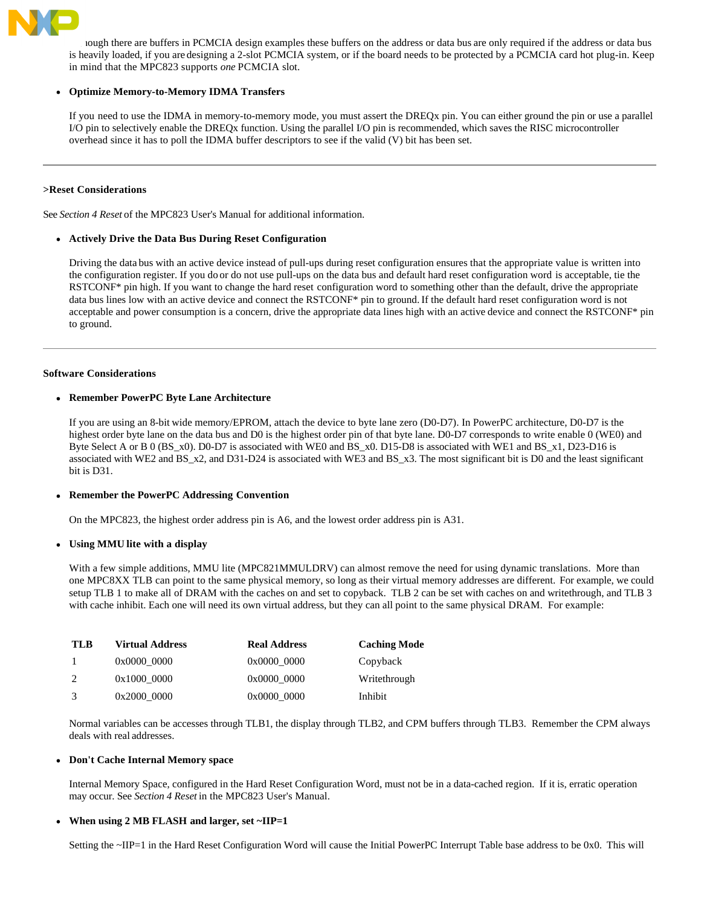Although there are buffers in PCMCIA design examples these buffers on the address or data bus are only required if the address or data bus is heavily loaded, if you are designing a 2-slot PCMCIA system, or if the board needs to be protected by a PCMCIA card hot plug-in. Keep in mind that the MPC823 supports *one* PCMCIA slot.

- **Optimize Memory-to-Memory IDMA Transfers**

  If you need to use the IDMA in memory-to-memory mode, you must assert the DREQx pin. You can either ground the pin or use a parallel I/O pin to selectively enable the DREQx function. Using the parallel I/O pin is recommended, which saves the RISC microcontroller overhead since it has to poll the IDMA buffer descriptors to see if the valid (V) bit has been set.

---

**>Reset Considerations**

See *Section 4 Reset* of the MPC823 User's Manual for additional information.

- **Actively Drive the Data Bus During Reset Configuration**

  Driving the data bus with an active device instead of pull-ups during reset configuration ensures that the appropriate value is written into the configuration register. If you do or do not use pull-ups on the data bus and default hard reset configuration word is acceptable, tie the RSTCONF* pin high. If you want to change the hard reset configuration word to something other than the default, drive the appropriate data bus lines low with an active device and connect the RSTCONF* pin to ground. If the default hard reset configuration word is not acceptable and power consumption is a concern, drive the appropriate data lines high with an active device and connect the RSTCONF* pin to ground.

---

**Software Considerations**

- **Remember PowerPC Byte Lane Architecture**

  If you are using an 8-bit wide memory/EPROM, attach the device to byte lane zero (D0-D7). In PowerPC architecture, D0-D7 is the highest order byte lane on the data bus and D0 is the highest order pin of that byte lane. D0-D7 corresponds to write enable 0 (WE0) and Byte Select A or B 0 (BS_x0). D0-D7 is associated with WE0 and BS_x0. D15-D8 is associated with WE1 and BS_x1, D23-D16 is associated with WE2 and BS_x2, and D31-D24 is associated with WE3 and BS_x3. The most significant bit is D0 and the least significant bit is D31.

- **Remember the PowerPC Addressing Convention**

  On the MPC823, the highest order address pin is A6, and the lowest order address pin is A31.

- **Using MMU lite with a display**

  With a few simple additions, MMU lite (MPC821MMULDRV) can almost remove the need for using dynamic translations. More than one MPC8XX TLB can point to the same physical memory, so long as their virtual memory addresses are different. For example, we could setup TLB 1 to make all of DRAM with the caches on and set to copyback. TLB 2 can be set with caches on and writethrough, and TLB 3 with cache inhibit. Each one will need its own virtual address, but they can all point to the same physical DRAM. For example:

| TLB | Virtual Address | Real Address | Caching Mode |
|---|---|---|---|
| 1 | 0x0000_0000 | 0x0000_0000 | Copyback |
| 2 | 0x1000_0000 | 0x0000_0000 | Writethrough |
| 3 | 0x2000_0000 | 0x0000_0000 | Inhibit |

  Normal variables can be accesses through TLB1, the display through TLB2, and CPM buffers through TLB3. Remember the CPM always deals with real addresses.

- **Don't Cache Internal Memory space**

  Internal Memory Space, configured in the Hard Reset Configuration Word, must not be in a data-cached region. If it is, erratic operation may occur. See *Section 4 Reset* in the MPC823 User's Manual.

- **When using 2 MB FLASH and larger, set ~IIP=1**

  Setting the ~IIP=1 in the Hard Reset Configuration Word will cause the Initial PowerPC Interrupt Table base address to be 0x0. This will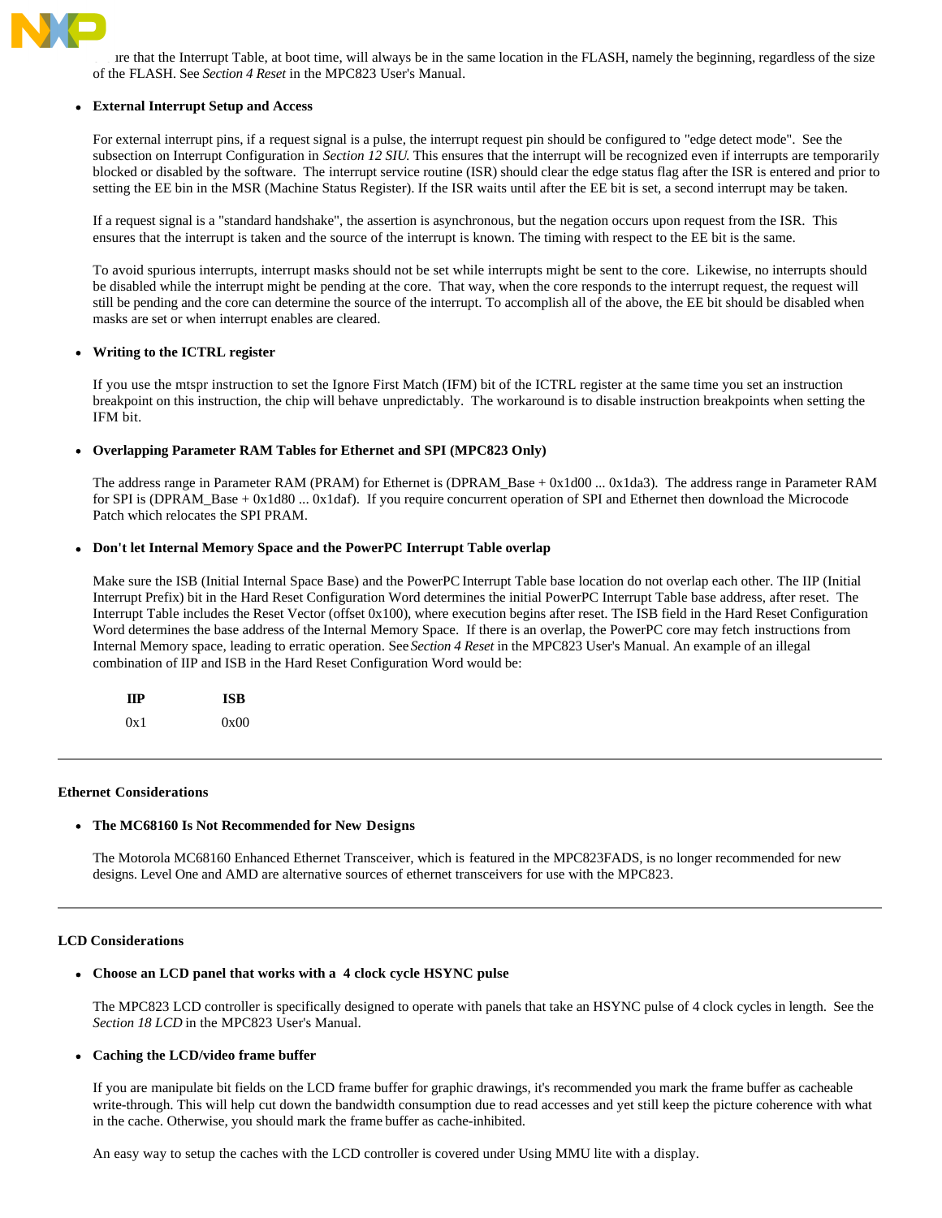...ure that the Interrupt Table, at boot time, will always be in the same location in the FLASH, namely the beginning, regardless of the size of the FLASH. See *Section 4 Reset* in the MPC823 User's Manual.

- **External Interrupt Setup and Access**

  For external interrupt pins, if a request signal is a pulse, the interrupt request pin should be configured to "edge detect mode". See the subsection on Interrupt Configuration in *Section 12 SIU*. This ensures that the interrupt will be recognized even if interrupts are temporarily blocked or disabled by the software. The interrupt service routine (ISR) should clear the edge status flag after the ISR is entered and prior to setting the EE bin in the MSR (Machine Status Register). If the ISR waits until after the EE bit is set, a second interrupt may be taken.

  If a request signal is a "standard handshake", the assertion is asynchronous, but the negation occurs upon request from the ISR. This ensures that the interrupt is taken and the source of the interrupt is known. The timing with respect to the EE bit is the same.

  To avoid spurious interrupts, interrupt masks should not be set while interrupts might be sent to the core. Likewise, no interrupts should be disabled while the interrupt might be pending at the core. That way, when the core responds to the interrupt request, the request will still be pending and the core can determine the source of the interrupt. To accomplish all of the above, the EE bit should be disabled when masks are set or when interrupt enables are cleared.

- **Writing to the ICTRL register**

  If you use the mtspr instruction to set the Ignore First Match (IFM) bit of the ICTRL register at the same time you set an instruction breakpoint on this instruction, the chip will behave unpredictably. The workaround is to disable instruction breakpoints when setting the IFM bit.

- **Overlapping Parameter RAM Tables for Ethernet and SPI (MPC823 Only)**

  The address range in Parameter RAM (PRAM) for Ethernet is (DPRAM_Base + 0x1d00 ... 0x1da3). The address range in Parameter RAM for SPI is (DPRAM_Base + 0x1d80 ... 0x1daf). If you require concurrent operation of SPI and Ethernet then download the Microcode Patch which relocates the SPI PRAM.

- **Don't let Internal Memory Space and the PowerPC Interrupt Table overlap**

  Make sure the ISB (Initial Internal Space Base) and the PowerPC Interrupt Table base location do not overlap each other. The IIP (Initial Interrupt Prefix) bit in the Hard Reset Configuration Word determines the initial PowerPC Interrupt Table base address, after reset. The Interrupt Table includes the Reset Vector (offset 0x100), where execution begins after reset. The ISB field in the Hard Reset Configuration Word determines the base address of the Internal Memory Space. If there is an overlap, the PowerPC core may fetch instructions from Internal Memory space, leading to erratic operation. See *Section 4 Reset* in the MPC823 User's Manual. An example of an illegal combination of IIP and ISB in the Hard Reset Configuration Word would be:

  | IIP | ISB |
  | --- | --- |
  | 0x1 | 0x00 |

---

### Ethernet Considerations

- **The MC68160 Is Not Recommended for New Designs**

  The Motorola MC68160 Enhanced Ethernet Transceiver, which is featured in the MPC823FADS, is no longer recommended for new designs. Level One and AMD are alternative sources of ethernet transceivers for use with the MPC823.

---

### LCD Considerations

- **Choose an LCD panel that works with a 4 clock cycle HSYNC pulse**

  The MPC823 LCD controller is specifically designed to operate with panels that take an HSYNC pulse of 4 clock cycles in length. See the *Section 18 LCD* in the MPC823 User's Manual.

- **Caching the LCD/video frame buffer**

  If you are manipulate bit fields on the LCD frame buffer for graphic drawings, it's recommended you mark the frame buffer as cacheable write-through. This will help cut down the bandwidth consumption due to read accesses and yet still keep the picture coherence with what in the cache. Otherwise, you should mark the frame buffer as cache-inhibited.

  An easy way to setup the caches with the LCD controller is covered under Using MMU lite with a display.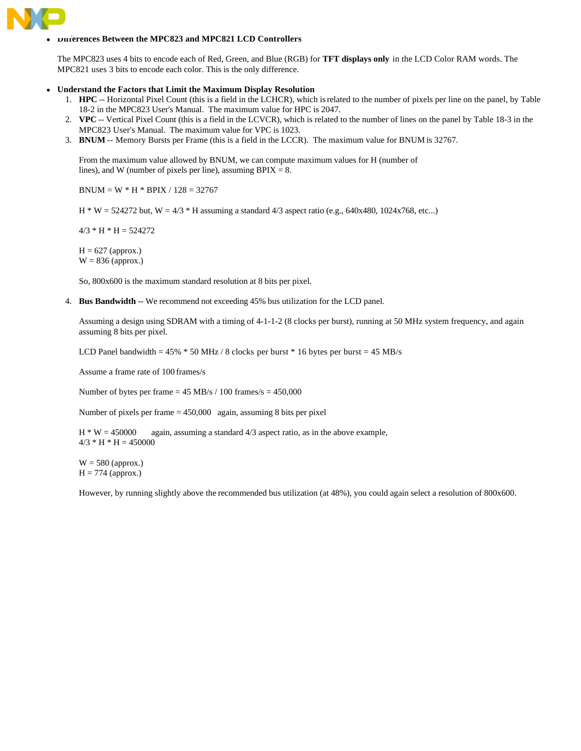- **Differences Between the MPC823 and MPC821 LCD Controllers**

  The MPC823 uses 4 bits to encode each of Red, Green, and Blue (RGB) for **TFT displays only** in the LCD Color RAM words. The MPC821 uses 3 bits to encode each color. This is the only difference.

- **Understand the Factors that Limit the Maximum Display Resolution**
  1. **HPC** -- Horizontal Pixel Count (this is a field in the LCHCR), which is related to the number of pixels per line on the panel, by Table 18-2 in the MPC823 User's Manual. The maximum value for HPC is 2047.
  2. **VPC** -- Vertical Pixel Count (this is a field in the LCVCR), which is related to the number of lines on the panel by Table 18-3 in the MPC823 User's Manual. The maximum value for VPC is 1023.
  3. **BNUM** -- Memory Bursts per Frame (this is a field in the LCCR). The maximum value for BNUM is 32767.

     From the maximum value allowed by BNUM, we can compute maximum values for H (number of lines), and W (number of pixels per line), assuming BPIX = 8.

     BNUM = W * H * BPIX / 128 = 32767

     H * W = 524272 but, W = 4/3 * H assuming a standard 4/3 aspect ratio (e.g., 640x480, 1024x768, etc...)

     4/3 * H * H = 524272

     H = 627 (approx.)
     W = 836 (approx.)

     So, 800x600 is the maximum standard resolution at 8 bits per pixel.

  4. **Bus Bandwidth** -- We recommend not exceeding 45% bus utilization for the LCD panel.

     Assuming a design using SDRAM with a timing of 4-1-1-2 (8 clocks per burst), running at 50 MHz system frequency, and again assuming 8 bits per pixel.

     LCD Panel bandwidth = 45% * 50 MHz / 8 clocks per burst * 16 bytes per burst = 45 MB/s

     Assume a frame rate of 100 frames/s

     Number of bytes per frame = 45 MB/s / 100 frames/s = 450,000

     Number of pixels per frame = 450,000 again, assuming 8 bits per pixel

     H * W = 450000 again, assuming a standard 4/3 aspect ratio, as in the above example,
     4/3 * H * H = 450000

     W = 580 (approx.)
     H = 774 (approx.)

     However, by running slightly above the recommended bus utilization (at 48%), you could again select a resolution of 800x600.